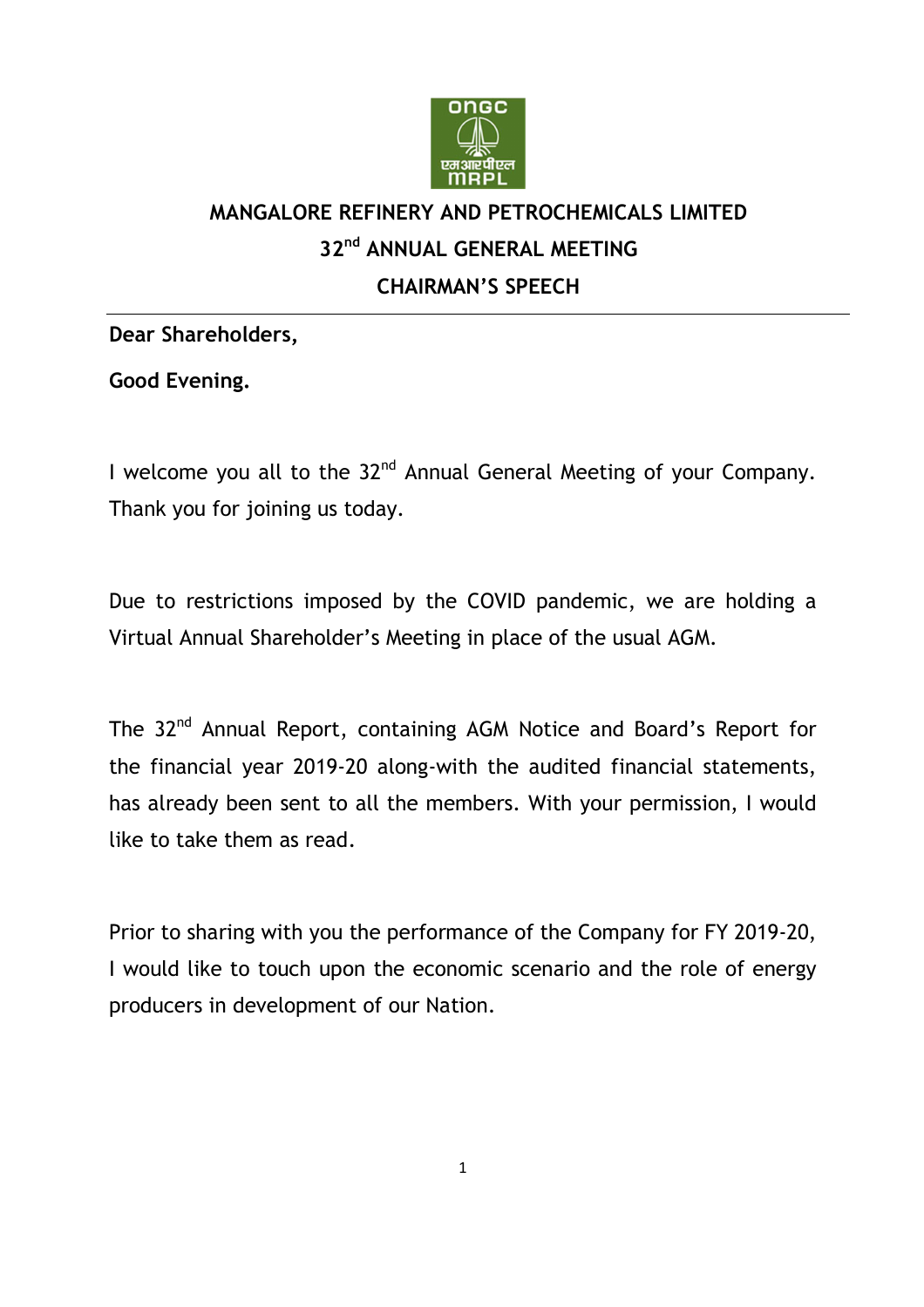# MANGALORE REFINERY AND PETROCHEMICALS LIMITED

## 32nd ANNUAL GENERAL MEETING

## CHAIRMAN'S SPEECH

---

**Dear Shareholders,**

**Good Evening.**

I welcome you all to the 32nd Annual General Meeting of your Company. Thank you for joining us today.

Due to restrictions imposed by the COVID pandemic, we are holding a Virtual Annual Shareholder's Meeting in place of the usual AGM.

The 32nd Annual Report, containing AGM Notice and Board's Report for the financial year 2019-20 along-with the audited financial statements, has already been sent to all the members. With your permission, I would like to take them as read.

Prior to sharing with you the performance of the Company for FY 2019-20, I would like to touch upon the economic scenario and the role of energy producers in development of our Nation.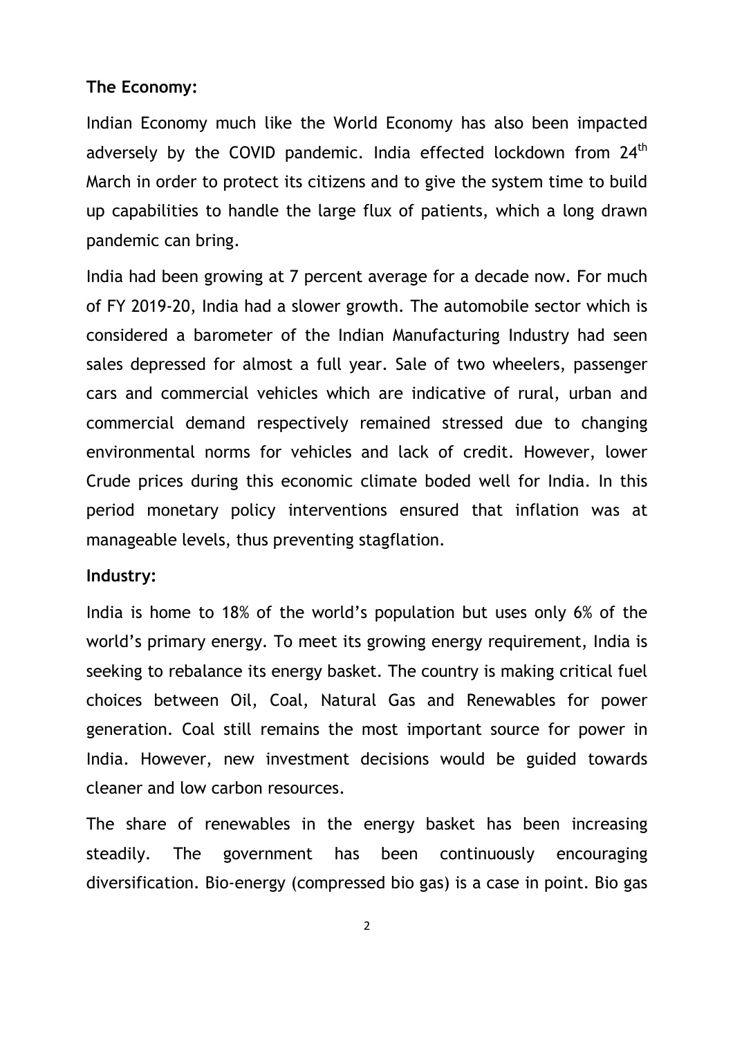**The Economy:**

Indian Economy much like the World Economy has also been impacted adversely by the COVID pandemic. India effected lockdown from 24th March in order to protect its citizens and to give the system time to build up capabilities to handle the large flux of patients, which a long drawn pandemic can bring.

India had been growing at 7 percent average for a decade now. For much of FY 2019-20, India had a slower growth. The automobile sector which is considered a barometer of the Indian Manufacturing Industry had seen sales depressed for almost a full year. Sale of two wheelers, passenger cars and commercial vehicles which are indicative of rural, urban and commercial demand respectively remained stressed due to changing environmental norms for vehicles and lack of credit. However, lower Crude prices during this economic climate boded well for India. In this period monetary policy interventions ensured that inflation was at manageable levels, thus preventing stagflation.

**Industry:**

India is home to 18% of the world's population but uses only 6% of the world's primary energy. To meet its growing energy requirement, India is seeking to rebalance its energy basket. The country is making critical fuel choices between Oil, Coal, Natural Gas and Renewables for power generation. Coal still remains the most important source for power in India. However, new investment decisions would be guided towards cleaner and low carbon resources.

The share of renewables in the energy basket has been increasing steadily. The government has been continuously encouraging diversification. Bio-energy (compressed bio gas) is a case in point. Bio gas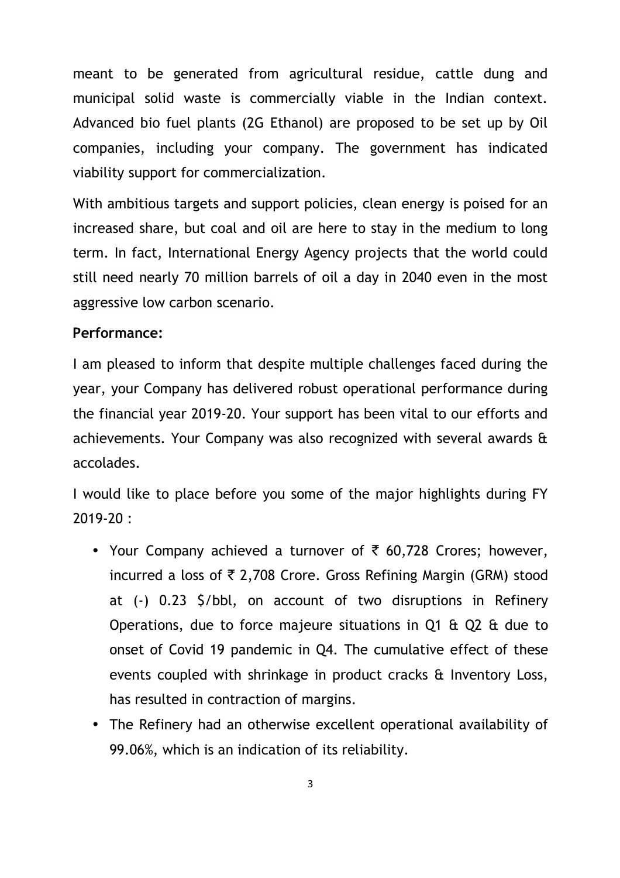meant to be generated from agricultural residue, cattle dung and municipal solid waste is commercially viable in the Indian context. Advanced bio fuel plants (2G Ethanol) are proposed to be set up by Oil companies, including your company. The government has indicated viability support for commercialization.

With ambitious targets and support policies, clean energy is poised for an increased share, but coal and oil are here to stay in the medium to long term. In fact, International Energy Agency projects that the world could still need nearly 70 million barrels of oil a day in 2040 even in the most aggressive low carbon scenario.

**Performance:**

I am pleased to inform that despite multiple challenges faced during the year, your Company has delivered robust operational performance during the financial year 2019-20. Your support has been vital to our efforts and achievements. Your Company was also recognized with several awards & accolades.

I would like to place before you some of the major highlights during FY 2019-20 :

- Your Company achieved a turnover of ₹ 60,728 Crores; however, incurred a loss of ₹ 2,708 Crore. Gross Refining Margin (GRM) stood at (-) 0.23 $/bbl, on account of two disruptions in Refinery Operations, due to force majeure situations in Q1 & Q2 & due to onset of Covid 19 pandemic in Q4. The cumulative effect of these events coupled with shrinkage in product cracks & Inventory Loss, has resulted in contraction of margins.
- The Refinery had an otherwise excellent operational availability of 99.06%, which is an indication of its reliability.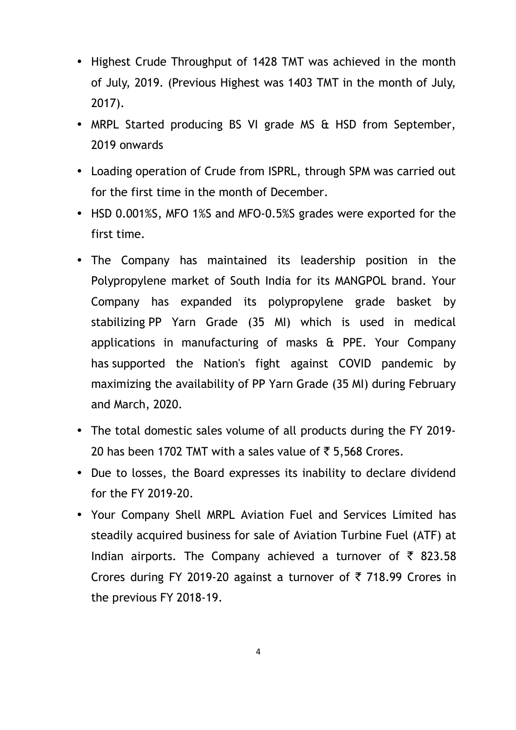- Highest Crude Throughput of 1428 TMT was achieved in the month of July, 2019. (Previous Highest was 1403 TMT in the month of July, 2017).
- MRPL Started producing BS VI grade MS & HSD from September, 2019 onwards
- Loading operation of Crude from ISPRL, through SPM was carried out for the first time in the month of December.
- HSD 0.001%S, MFO 1%S and MFO-0.5%S grades were exported for the first time.
- The Company has maintained its leadership position in the Polypropylene market of South India for its MANGPOL brand. Your Company has expanded its polypropylene grade basket by stabilizing PP Yarn Grade (35 MI) which is used in medical applications in manufacturing of masks & PPE. Your Company has supported the Nation's fight against COVID pandemic by maximizing the availability of PP Yarn Grade (35 MI) during February and March, 2020.
- The total domestic sales volume of all products during the FY 2019-20 has been 1702 TMT with a sales value of ₹ 5,568 Crores.
- Due to losses, the Board expresses its inability to declare dividend for the FY 2019-20.
- Your Company Shell MRPL Aviation Fuel and Services Limited has steadily acquired business for sale of Aviation Turbine Fuel (ATF) at Indian airports. The Company achieved a turnover of ₹ 823.58 Crores during FY 2019-20 against a turnover of ₹ 718.99 Crores in the previous FY 2018-19.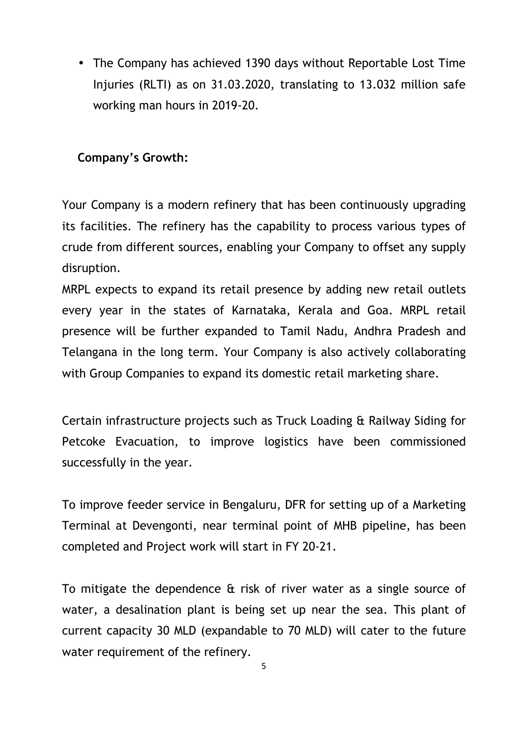- The Company has achieved 1390 days without Reportable Lost Time Injuries (RLTI) as on 31.03.2020, translating to 13.032 million safe working man hours in 2019-20.

**Company's Growth:**

Your Company is a modern refinery that has been continuously upgrading its facilities. The refinery has the capability to process various types of crude from different sources, enabling your Company to offset any supply disruption.

MRPL expects to expand its retail presence by adding new retail outlets every year in the states of Karnataka, Kerala and Goa. MRPL retail presence will be further expanded to Tamil Nadu, Andhra Pradesh and Telangana in the long term. Your Company is also actively collaborating with Group Companies to expand its domestic retail marketing share.

Certain infrastructure projects such as Truck Loading & Railway Siding for Petcoke Evacuation, to improve logistics have been commissioned successfully in the year.

To improve feeder service in Bengaluru, DFR for setting up of a Marketing Terminal at Devengonti, near terminal point of MHB pipeline, has been completed and Project work will start in FY 20-21.

To mitigate the dependence & risk of river water as a single source of water, a desalination plant is being set up near the sea. This plant of current capacity 30 MLD (expandable to 70 MLD) will cater to the future water requirement of the refinery.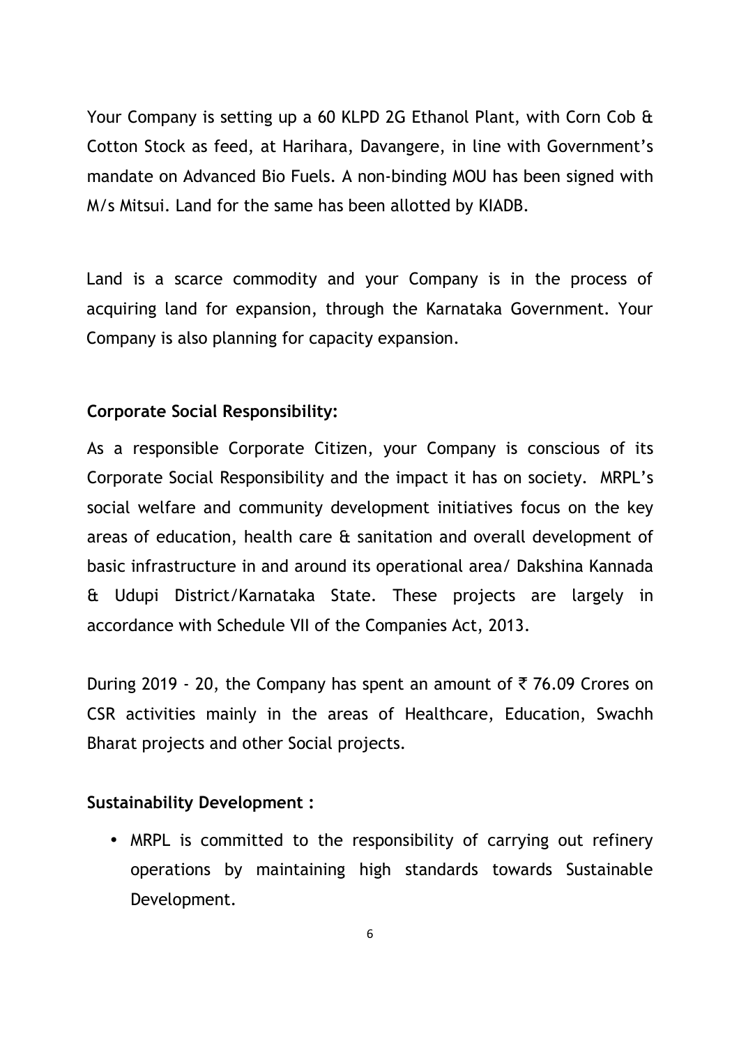Your Company is setting up a 60 KLPD 2G Ethanol Plant, with Corn Cob & Cotton Stock as feed, at Harihara, Davangere, in line with Government's mandate on Advanced Bio Fuels. A non-binding MOU has been signed with M/s Mitsui. Land for the same has been allotted by KIADB.

Land is a scarce commodity and your Company is in the process of acquiring land for expansion, through the Karnataka Government. Your Company is also planning for capacity expansion.

**Corporate Social Responsibility:**

As a responsible Corporate Citizen, your Company is conscious of its Corporate Social Responsibility and the impact it has on society. MRPL's social welfare and community development initiatives focus on the key areas of education, health care & sanitation and overall development of basic infrastructure in and around its operational area/ Dakshina Kannada & Udupi District/Karnataka State. These projects are largely in accordance with Schedule VII of the Companies Act, 2013.

During 2019 - 20, the Company has spent an amount of ₹ 76.09 Crores on CSR activities mainly in the areas of Healthcare, Education, Swachh Bharat projects and other Social projects.

**Sustainability Development :**

- MRPL is committed to the responsibility of carrying out refinery operations by maintaining high standards towards Sustainable Development.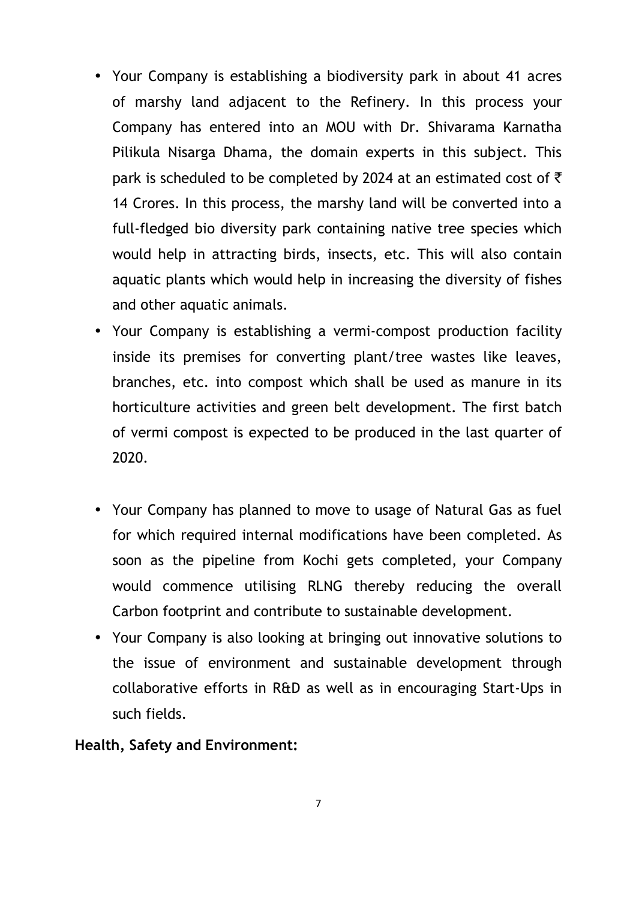- Your Company is establishing a biodiversity park in about 41 acres of marshy land adjacent to the Refinery. In this process your Company has entered into an MOU with Dr. Shivarama Karnatha Pilikula Nisarga Dhama, the domain experts in this subject. This park is scheduled to be completed by 2024 at an estimated cost of ₹ 14 Crores. In this process, the marshy land will be converted into a full-fledged bio diversity park containing native tree species which would help in attracting birds, insects, etc. This will also contain aquatic plants which would help in increasing the diversity of fishes and other aquatic animals.
- Your Company is establishing a vermi-compost production facility inside its premises for converting plant/tree wastes like leaves, branches, etc. into compost which shall be used as manure in its horticulture activities and green belt development. The first batch of vermi compost is expected to be produced in the last quarter of 2020.
- Your Company has planned to move to usage of Natural Gas as fuel for which required internal modifications have been completed. As soon as the pipeline from Kochi gets completed, your Company would commence utilising RLNG thereby reducing the overall Carbon footprint and contribute to sustainable development.
- Your Company is also looking at bringing out innovative solutions to the issue of environment and sustainable development through collaborative efforts in R&D as well as in encouraging Start-Ups in such fields.

**Health, Safety and Environment:**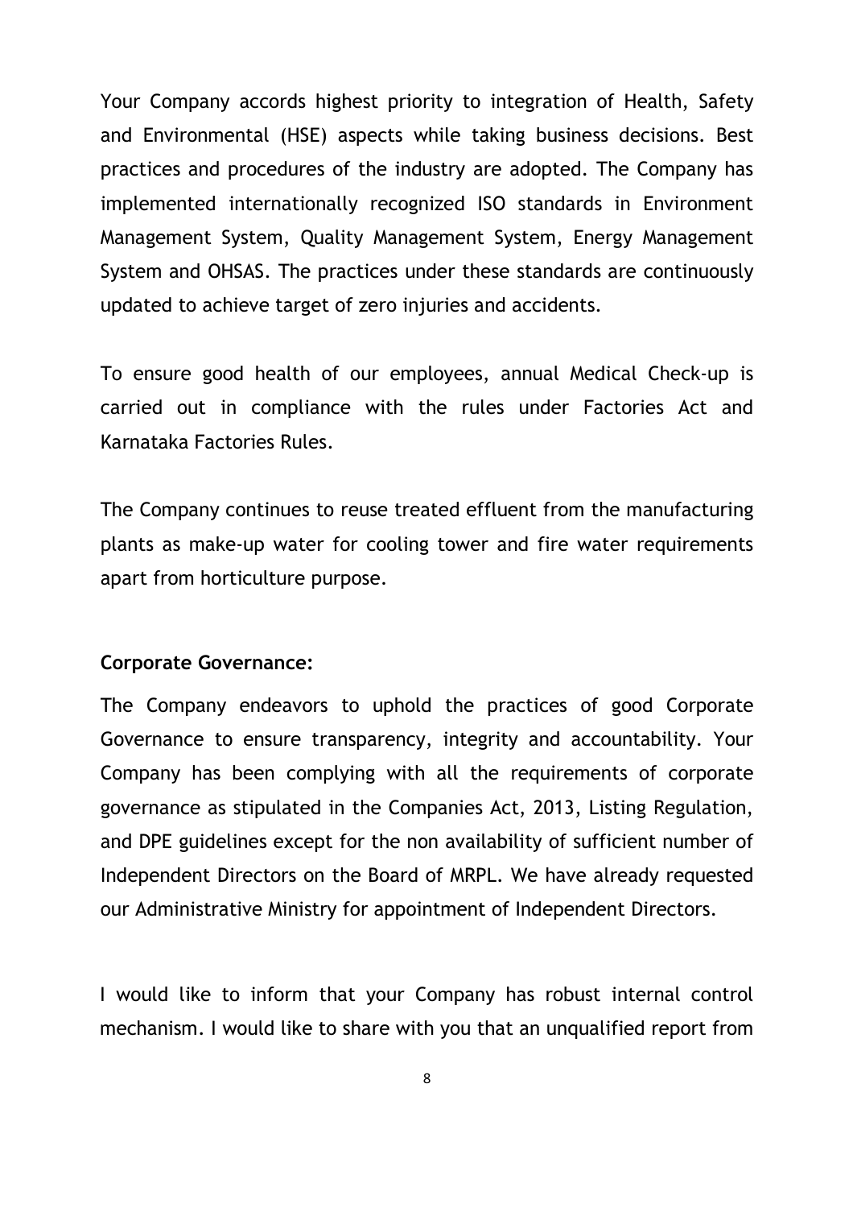Your Company accords highest priority to integration of Health, Safety and Environmental (HSE) aspects while taking business decisions. Best practices and procedures of the industry are adopted. The Company has implemented internationally recognized ISO standards in Environment Management System, Quality Management System, Energy Management System and OHSAS. The practices under these standards are continuously updated to achieve target of zero injuries and accidents.

To ensure good health of our employees, annual Medical Check-up is carried out in compliance with the rules under Factories Act and Karnataka Factories Rules.

The Company continues to reuse treated effluent from the manufacturing plants as make-up water for cooling tower and fire water requirements apart from horticulture purpose.

**Corporate Governance:**

The Company endeavors to uphold the practices of good Corporate Governance to ensure transparency, integrity and accountability. Your Company has been complying with all the requirements of corporate governance as stipulated in the Companies Act, 2013, Listing Regulation, and DPE guidelines except for the non availability of sufficient number of Independent Directors on the Board of MRPL. We have already requested our Administrative Ministry for appointment of Independent Directors.

I would like to inform that your Company has robust internal control mechanism. I would like to share with you that an unqualified report from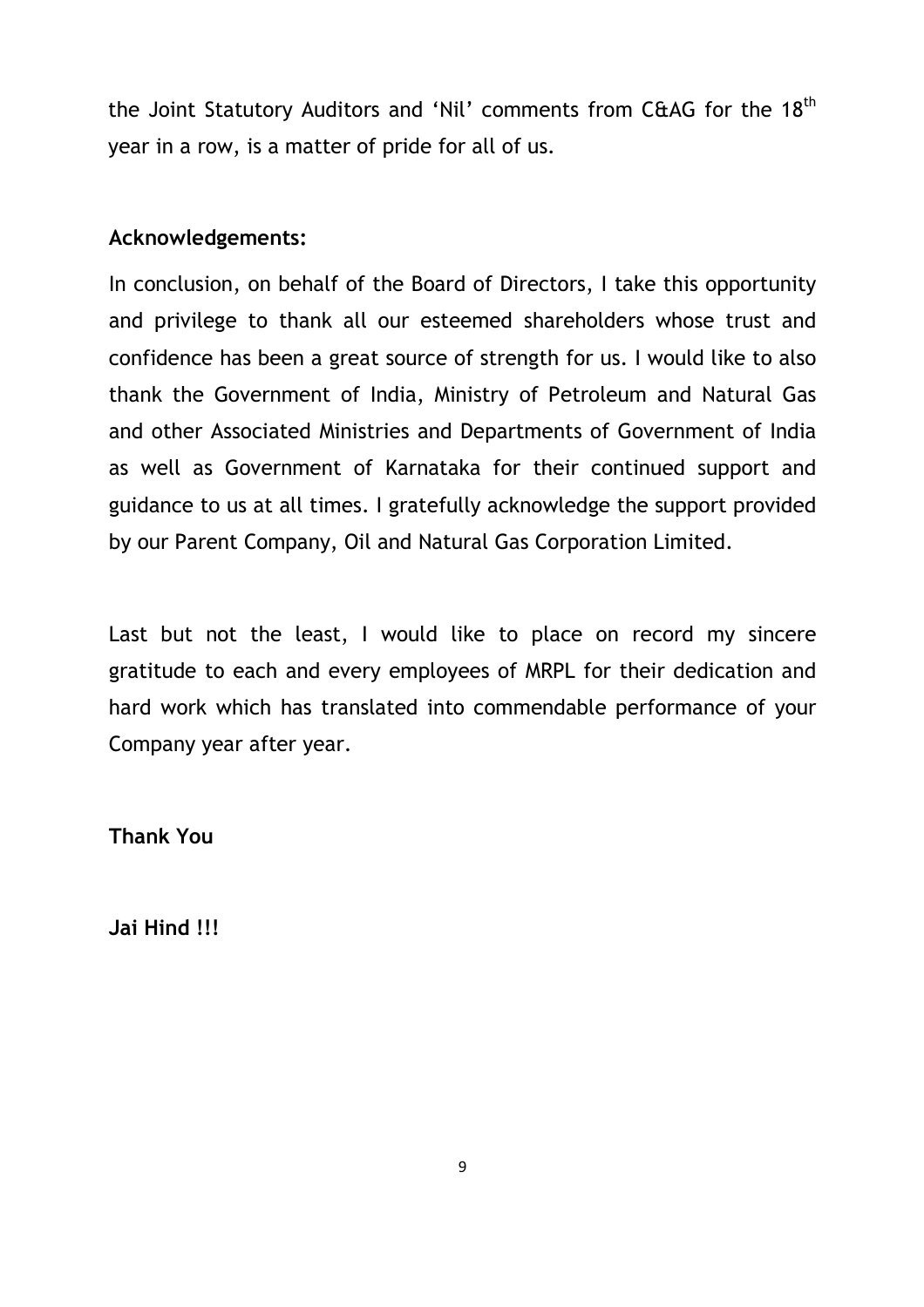the Joint Statutory Auditors and 'Nil' comments from C&AG for the $18^{th}$ year in a row, is a matter of pride for all of us.

**Acknowledgements:**

In conclusion, on behalf of the Board of Directors, I take this opportunity and privilege to thank all our esteemed shareholders whose trust and confidence has been a great source of strength for us. I would like to also thank the Government of India, Ministry of Petroleum and Natural Gas and other Associated Ministries and Departments of Government of India as well as Government of Karnataka for their continued support and guidance to us at all times. I gratefully acknowledge the support provided by our Parent Company, Oil and Natural Gas Corporation Limited.

Last but not the least, I would like to place on record my sincere gratitude to each and every employees of MRPL for their dedication and hard work which has translated into commendable performance of your Company year after year.

**Thank You**

**Jai Hind !!!**